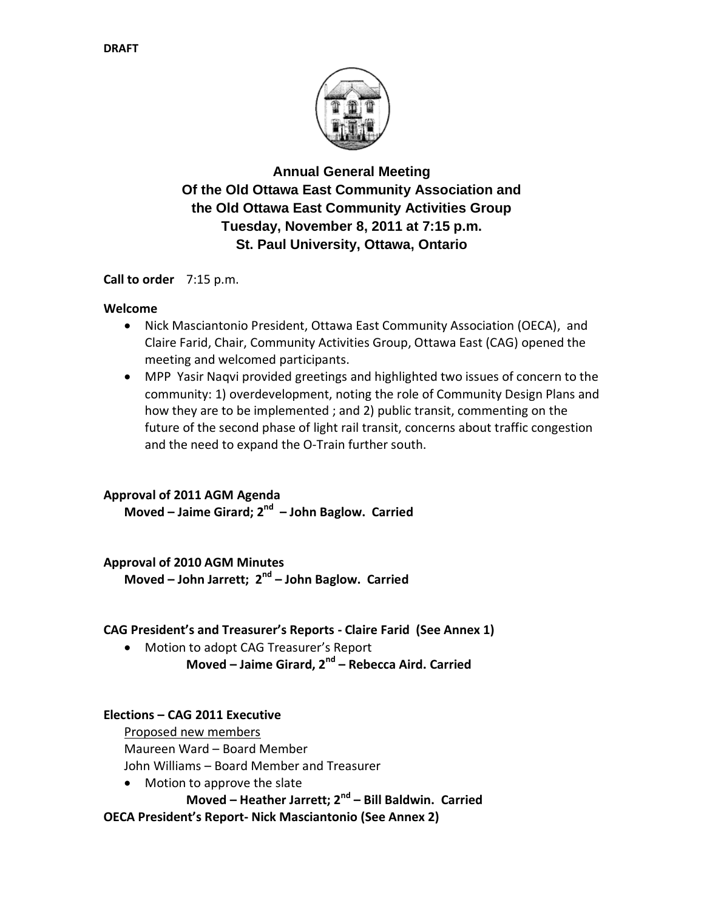**DRAFT**

# Annual General Meeting
## Of the Old Ottawa East Community Association and the Old Ottawa East Community Activities Group
## Tuesday, November 8, 2011 at 7:15 p.m.
## St. Paul University, Ottawa, Ontario

**Call to order** 7:15 p.m.

**Welcome**

- Nick Masciantonio President, Ottawa East Community Association (OECA), and Claire Farid, Chair, Community Activities Group, Ottawa East (CAG) opened the meeting and welcomed participants.
- MPP Yasir Naqvi provided greetings and highlighted two issues of concern to the community: 1) overdevelopment, noting the role of Community Design Plans and how they are to be implemented ; and 2) public transit, commenting on the future of the second phase of light rail transit, concerns about traffic congestion and the need to expand the O-Train further south.

**Approval of 2011 AGM Agenda**

**Moved – Jaime Girard; 2nd – John Baglow. Carried**

**Approval of 2010 AGM Minutes**

**Moved – John Jarrett; 2nd – John Baglow. Carried**

**CAG President's and Treasurer's Reports - Claire Farid (See Annex 1)**

- Motion to adopt CAG Treasurer's Report

**Moved – Jaime Girard, 2nd – Rebecca Aird. Carried**

**Elections – CAG 2011 Executive**

Proposed new members

Maureen Ward – Board Member

John Williams – Board Member and Treasurer

- Motion to approve the slate

**Moved – Heather Jarrett; 2nd – Bill Baldwin. Carried**

**OECA President's Report- Nick Masciantonio (See Annex 2)**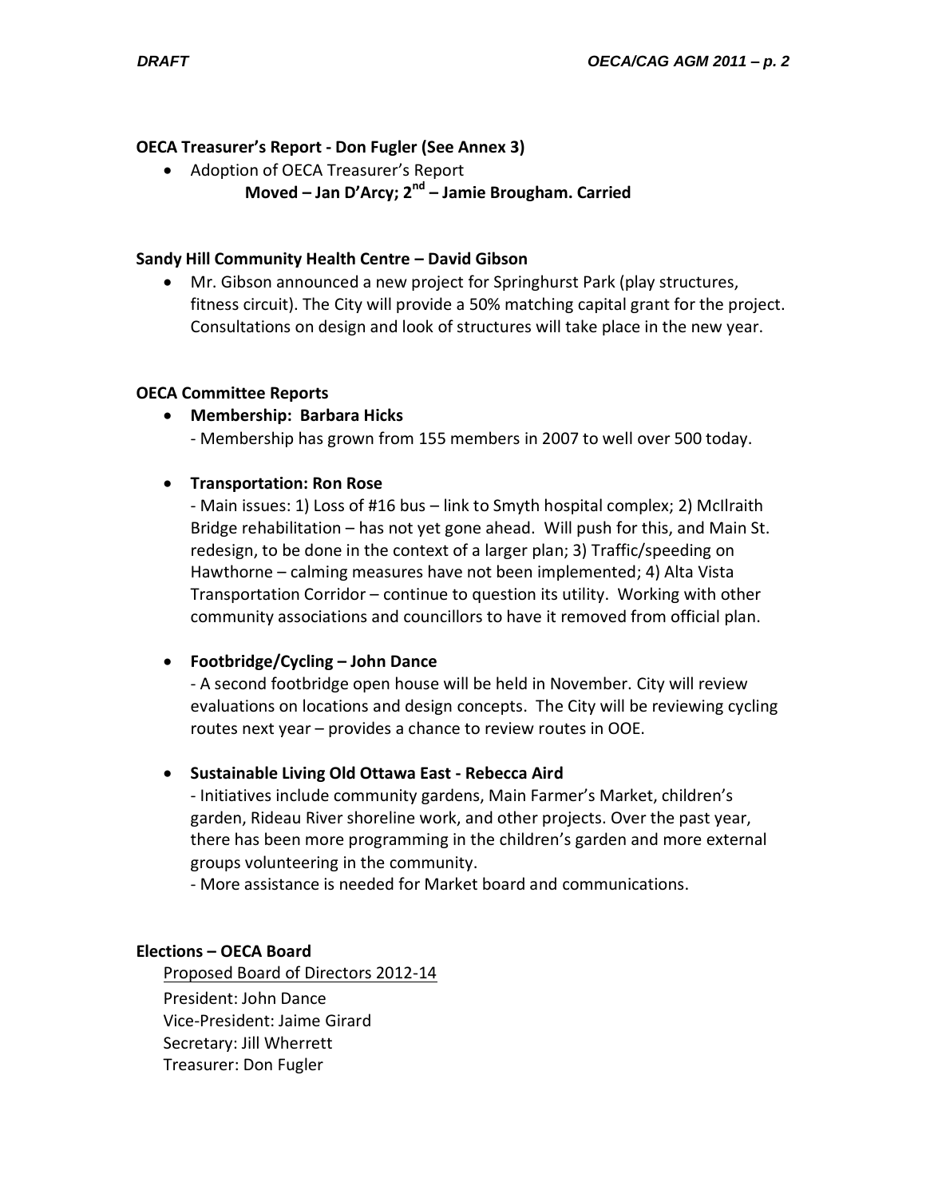**OECA Treasurer's Report - Don Fugler (See Annex 3)**

- Adoption of OECA Treasurer's Report

  **Moved – Jan D'Arcy; 2nd – Jamie Brougham. Carried**

**Sandy Hill Community Health Centre – David Gibson**

- Mr. Gibson announced a new project for Springhurst Park (play structures, fitness circuit). The City will provide a 50% matching capital grant for the project. Consultations on design and look of structures will take place in the new year.

**OECA Committee Reports**

- **Membership: Barbara Hicks**

  - Membership has grown from 155 members in 2007 to well over 500 today.

- **Transportation: Ron Rose**

  - Main issues: 1) Loss of #16 bus – link to Smyth hospital complex; 2) McIlraith Bridge rehabilitation – has not yet gone ahead. Will push for this, and Main St. redesign, to be done in the context of a larger plan; 3) Traffic/speeding on Hawthorne – calming measures have not been implemented; 4) Alta Vista Transportation Corridor – continue to question its utility. Working with other community associations and councillors to have it removed from official plan.

- **Footbridge/Cycling – John Dance**

  - A second footbridge open house will be held in November. City will review evaluations on locations and design concepts. The City will be reviewing cycling routes next year – provides a chance to review routes in OOE.

- **Sustainable Living Old Ottawa East - Rebecca Aird**

  - Initiatives include community gardens, Main Farmer's Market, children's garden, Rideau River shoreline work, and other projects. Over the past year, there has been more programming in the children's garden and more external groups volunteering in the community.

  - More assistance is needed for Market board and communications.

**Elections – OECA Board**

Proposed Board of Directors 2012-14

President: John Dance
Vice-President: Jaime Girard
Secretary: Jill Wherrett
Treasurer: Don Fugler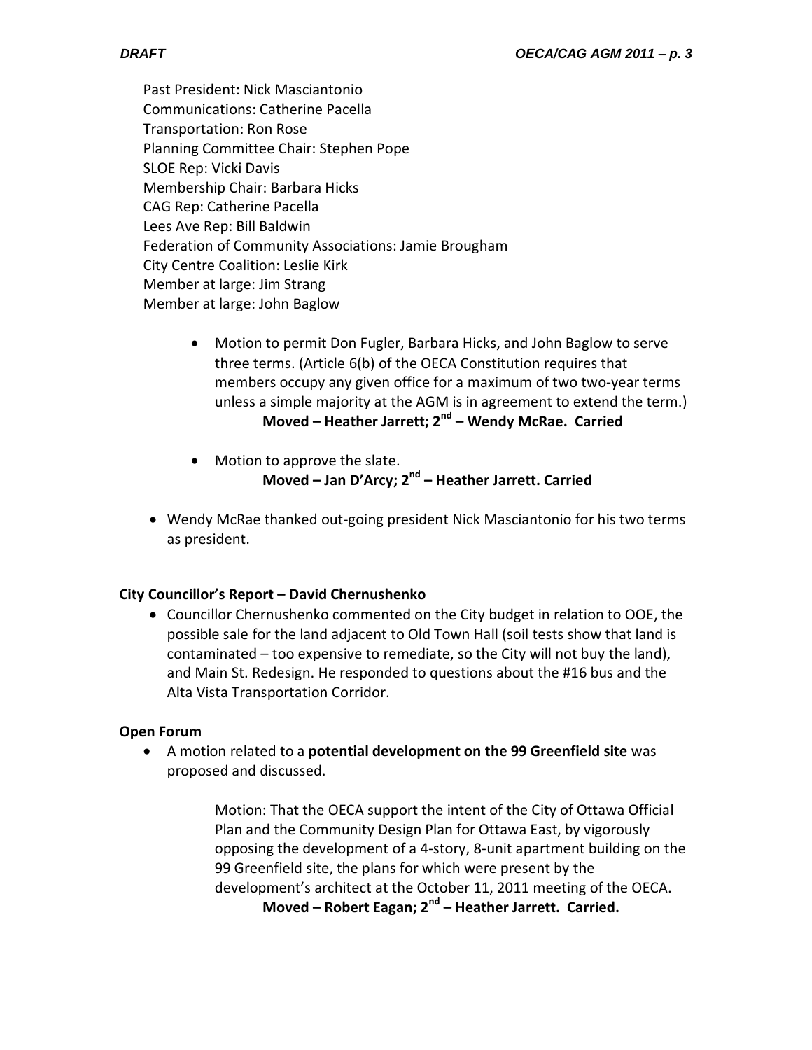Past President: Nick Masciantonio
Communications: Catherine Pacella
Transportation: Ron Rose
Planning Committee Chair: Stephen Pope
SLOE Rep: Vicki Davis
Membership Chair: Barbara Hicks
CAG Rep: Catherine Pacella
Lees Ave Rep: Bill Baldwin
Federation of Community Associations: Jamie Brougham
City Centre Coalition: Leslie Kirk
Member at large: Jim Strang
Member at large: John Baglow

- Motion to permit Don Fugler, Barbara Hicks, and John Baglow to serve three terms. (Article 6(b) of the OECA Constitution requires that members occupy any given office for a maximum of two two-year terms unless a simple majority at the AGM is in agreement to extend the term.)
  **Moved – Heather Jarrett; 2nd – Wendy McRae. Carried**

- Motion to approve the slate.
  **Moved – Jan D'Arcy; 2nd – Heather Jarrett. Carried**

- Wendy McRae thanked out-going president Nick Masciantonio for his two terms as president.

**City Councillor's Report – David Chernushenko**

- Councillor Chernushenko commented on the City budget in relation to OOE, the possible sale for the land adjacent to Old Town Hall (soil tests show that land is contaminated – too expensive to remediate, so the City will not buy the land), and Main St. Redesign. He responded to questions about the #16 bus and the Alta Vista Transportation Corridor.

**Open Forum**

- A motion related to a **potential development on the 99 Greenfield site** was proposed and discussed.

  Motion: That the OECA support the intent of the City of Ottawa Official Plan and the Community Design Plan for Ottawa East, by vigorously opposing the development of a 4-story, 8-unit apartment building on the 99 Greenfield site, the plans for which were present by the development's architect at the October 11, 2011 meeting of the OECA.
  **Moved – Robert Eagan; 2nd – Heather Jarrett. Carried.**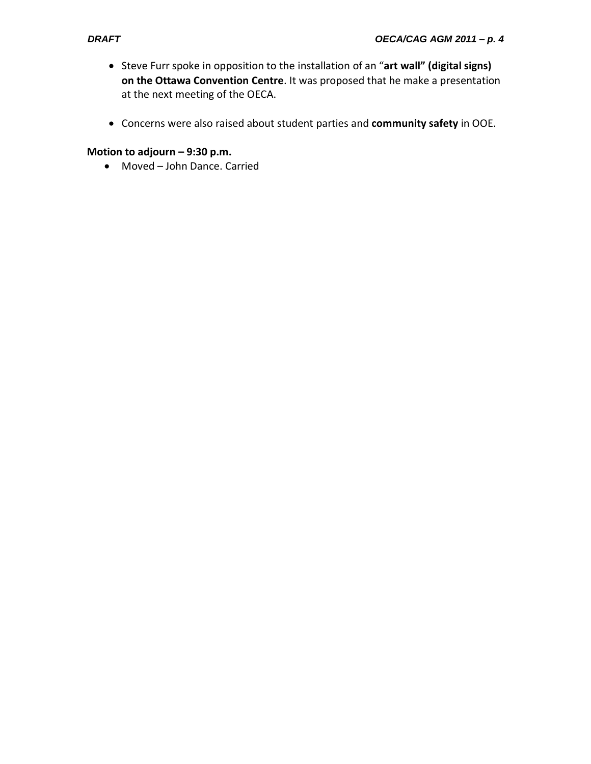- Steve Furr spoke in opposition to the installation of an "**art wall" (digital signs) on the Ottawa Convention Centre**. It was proposed that he make a presentation at the next meeting of the OECA.

- Concerns were also raised about student parties and **community safety** in OOE.

**Motion to adjourn – 9:30 p.m.**

- Moved – John Dance. Carried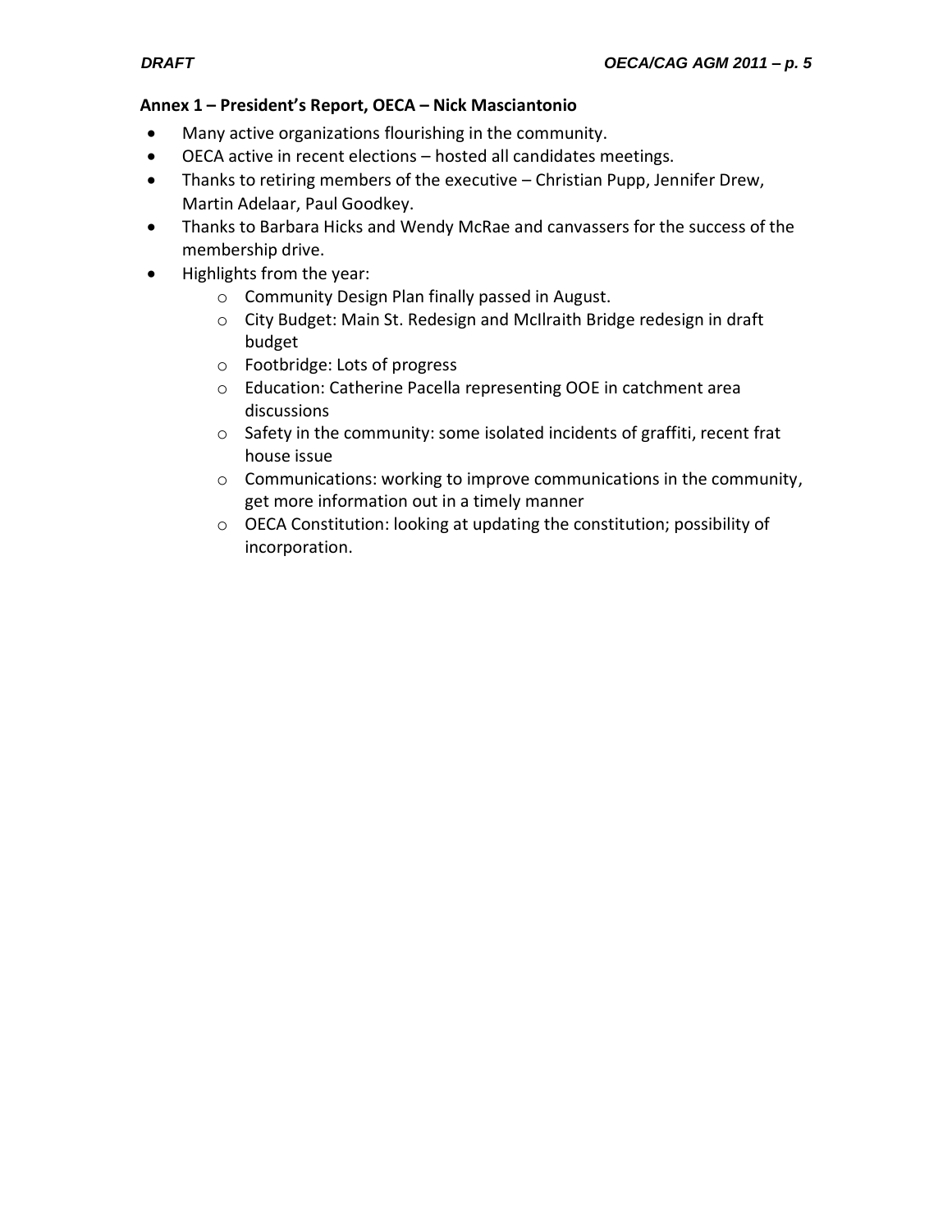**Annex 1 – President's Report, OECA – Nick Masciantonio**

- Many active organizations flourishing in the community.
- OECA active in recent elections – hosted all candidates meetings.
- Thanks to retiring members of the executive – Christian Pupp, Jennifer Drew, Martin Adelaar, Paul Goodkey.
- Thanks to Barbara Hicks and Wendy McRae and canvassers for the success of the membership drive.
- Highlights from the year:
    - Community Design Plan finally passed in August.
    - City Budget: Main St. Redesign and McIlraith Bridge redesign in draft budget
    - Footbridge: Lots of progress
    - Education: Catherine Pacella representing OOE in catchment area discussions
    - Safety in the community: some isolated incidents of graffiti, recent frat house issue
    - Communications: working to improve communications in the community, get more information out in a timely manner
    - OECA Constitution: looking at updating the constitution; possibility of incorporation.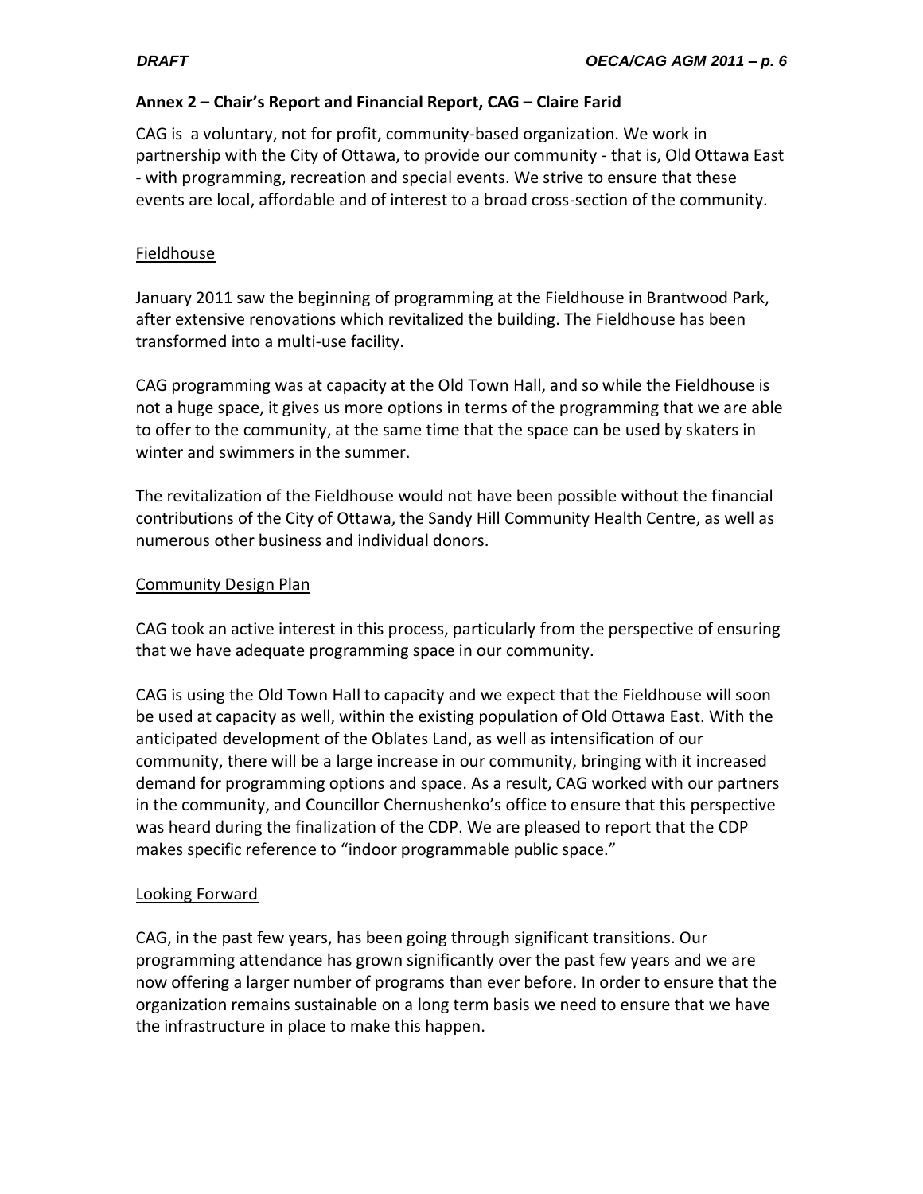## Annex 2 – Chair's Report and Financial Report, CAG – Claire Farid

CAG is a voluntary, not for profit, community-based organization. We work in partnership with the City of Ottawa, to provide our community - that is, Old Ottawa East - with programming, recreation and special events. We strive to ensure that these events are local, affordable and of interest to a broad cross-section of the community.

### Fieldhouse

January 2011 saw the beginning of programming at the Fieldhouse in Brantwood Park, after extensive renovations which revitalized the building. The Fieldhouse has been transformed into a multi-use facility.

CAG programming was at capacity at the Old Town Hall, and so while the Fieldhouse is not a huge space, it gives us more options in terms of the programming that we are able to offer to the community, at the same time that the space can be used by skaters in winter and swimmers in the summer.

The revitalization of the Fieldhouse would not have been possible without the financial contributions of the City of Ottawa, the Sandy Hill Community Health Centre, as well as numerous other business and individual donors.

### Community Design Plan

CAG took an active interest in this process, particularly from the perspective of ensuring that we have adequate programming space in our community.

CAG is using the Old Town Hall to capacity and we expect that the Fieldhouse will soon be used at capacity as well, within the existing population of Old Ottawa East. With the anticipated development of the Oblates Land, as well as intensification of our community, there will be a large increase in our community, bringing with it increased demand for programming options and space. As a result, CAG worked with our partners in the community, and Councillor Chernushenko's office to ensure that this perspective was heard during the finalization of the CDP. We are pleased to report that the CDP makes specific reference to "indoor programmable public space."

### Looking Forward

CAG, in the past few years, has been going through significant transitions. Our programming attendance has grown significantly over the past few years and we are now offering a larger number of programs than ever before. In order to ensure that the organization remains sustainable on a long term basis we need to ensure that we have the infrastructure in place to make this happen.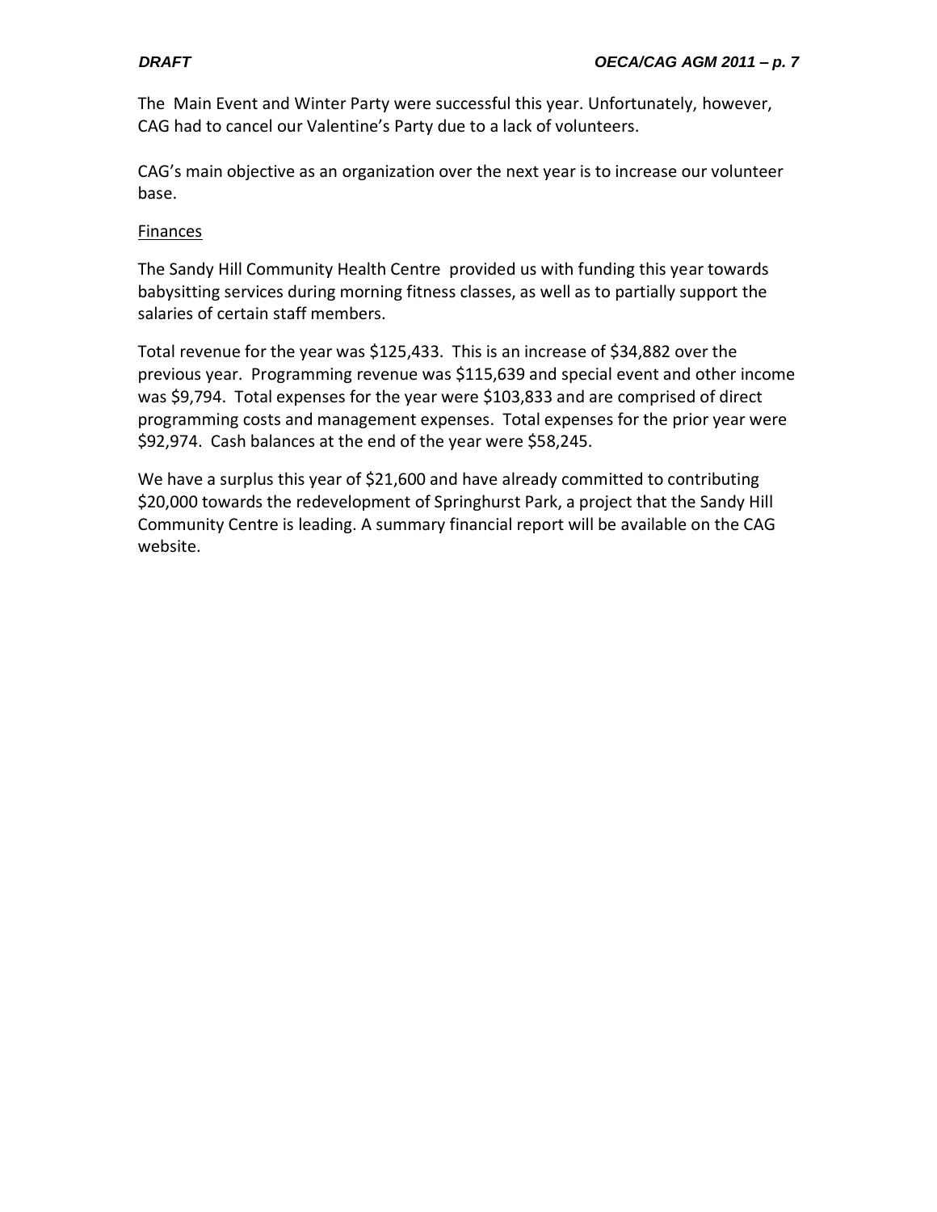The Main Event and Winter Party were successful this year. Unfortunately, however, CAG had to cancel our Valentine's Party due to a lack of volunteers.

CAG's main objective as an organization over the next year is to increase our volunteer base.

<u>Finances</u>

The Sandy Hill Community Health Centre provided us with funding this year towards babysitting services during morning fitness classes, as well as to partially support the salaries of certain staff members.

Total revenue for the year was $125,433. This is an increase of $34,882 over the previous year. Programming revenue was $115,639 and special event and other income was $9,794. Total expenses for the year were $103,833 and are comprised of direct programming costs and management expenses. Total expenses for the prior year were $92,974. Cash balances at the end of the year were $58,245.

We have a surplus this year of $21,600 and have already committed to contributing $20,000 towards the redevelopment of Springhurst Park, a project that the Sandy Hill Community Centre is leading. A summary financial report will be available on the CAG website.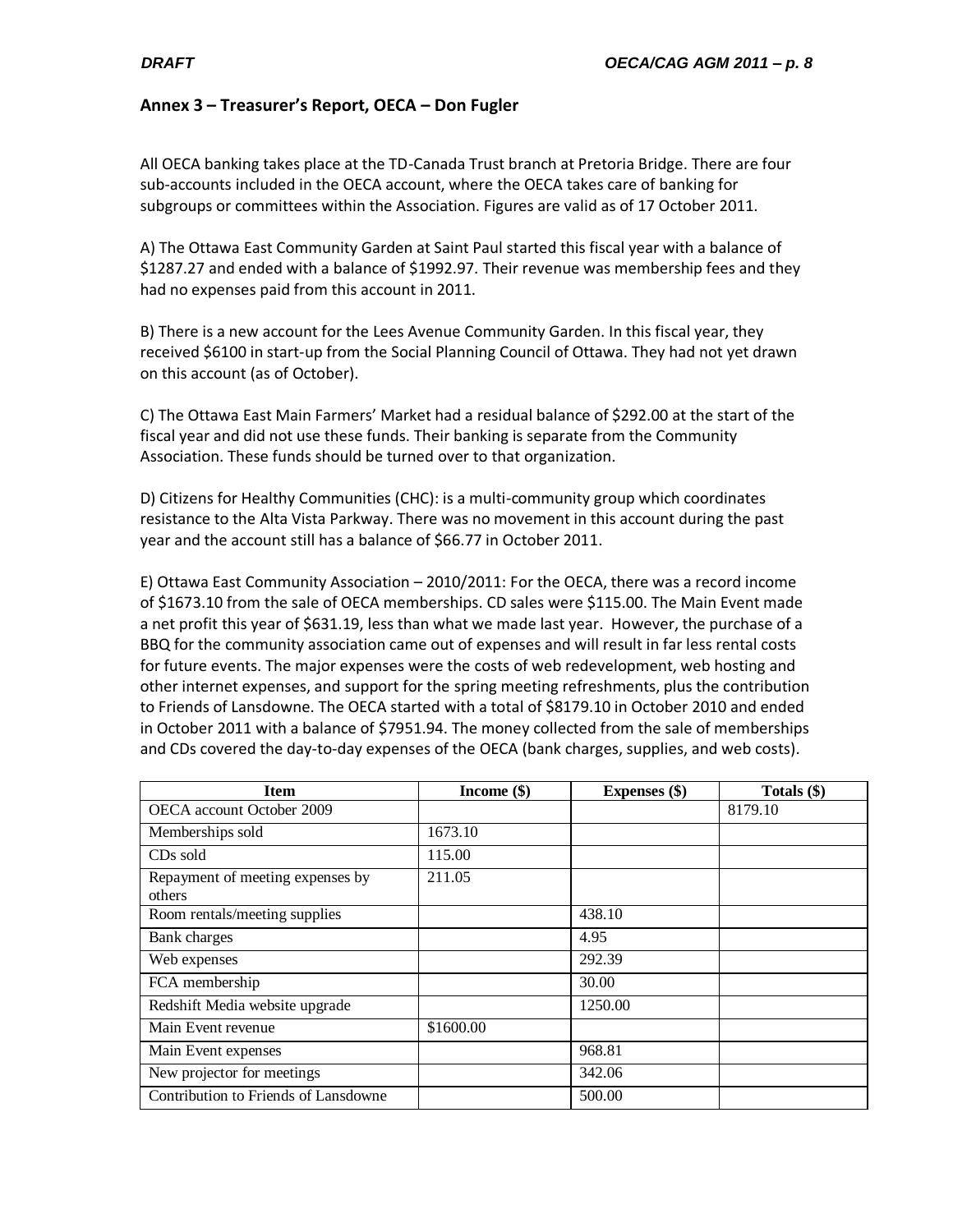## Annex 3 – Treasurer's Report, OECA – Don Fugler

All OECA banking takes place at the TD-Canada Trust branch at Pretoria Bridge. There are four sub-accounts included in the OECA account, where the OECA takes care of banking for subgroups or committees within the Association. Figures are valid as of 17 October 2011.

A) The Ottawa East Community Garden at Saint Paul started this fiscal year with a balance of $1287.27 and ended with a balance of $1992.97. Their revenue was membership fees and they had no expenses paid from this account in 2011.

B) There is a new account for the Lees Avenue Community Garden. In this fiscal year, they received $6100 in start-up from the Social Planning Council of Ottawa. They had not yet drawn on this account (as of October).

C) The Ottawa East Main Farmers' Market had a residual balance of $292.00 at the start of the fiscal year and did not use these funds. Their banking is separate from the Community Association. These funds should be turned over to that organization.

D) Citizens for Healthy Communities (CHC): is a multi-community group which coordinates resistance to the Alta Vista Parkway. There was no movement in this account during the past year and the account still has a balance of $66.77 in October 2011.

E) Ottawa East Community Association – 2010/2011: For the OECA, there was a record income of $1673.10 from the sale of OECA memberships. CD sales were $115.00. The Main Event made a net profit this year of $631.19, less than what we made last year. However, the purchase of a BBQ for the community association came out of expenses and will result in far less rental costs for future events. The major expenses were the costs of web redevelopment, web hosting and other internet expenses, and support for the spring meeting refreshments, plus the contribution to Friends of Lansdowne. The OECA started with a total of $8179.10 in October 2010 and ended in October 2011 with a balance of $7951.94. The money collected from the sale of memberships and CDs covered the day-to-day expenses of the OECA (bank charges, supplies, and web costs).

| Item | Income ($) | Expenses ($) | Totals ($) |
|---|---|---|---|
| OECA account October 2009 | | | 8179.10 |
| Memberships sold | 1673.10 | | |
| CDs sold | 115.00 | | |
| Repayment of meeting expenses by others | 211.05 | | |
| Room rentals/meeting supplies | | 438.10 | |
| Bank charges | | 4.95 | |
| Web expenses | | 292.39 | |
| FCA membership | | 30.00 | |
| Redshift Media website upgrade | | 1250.00 | |
| Main Event revenue | $1600.00 | | |
| Main Event expenses | | 968.81 | |
| New projector for meetings | | 342.06 | |
| Contribution to Friends of Lansdowne | | 500.00 | |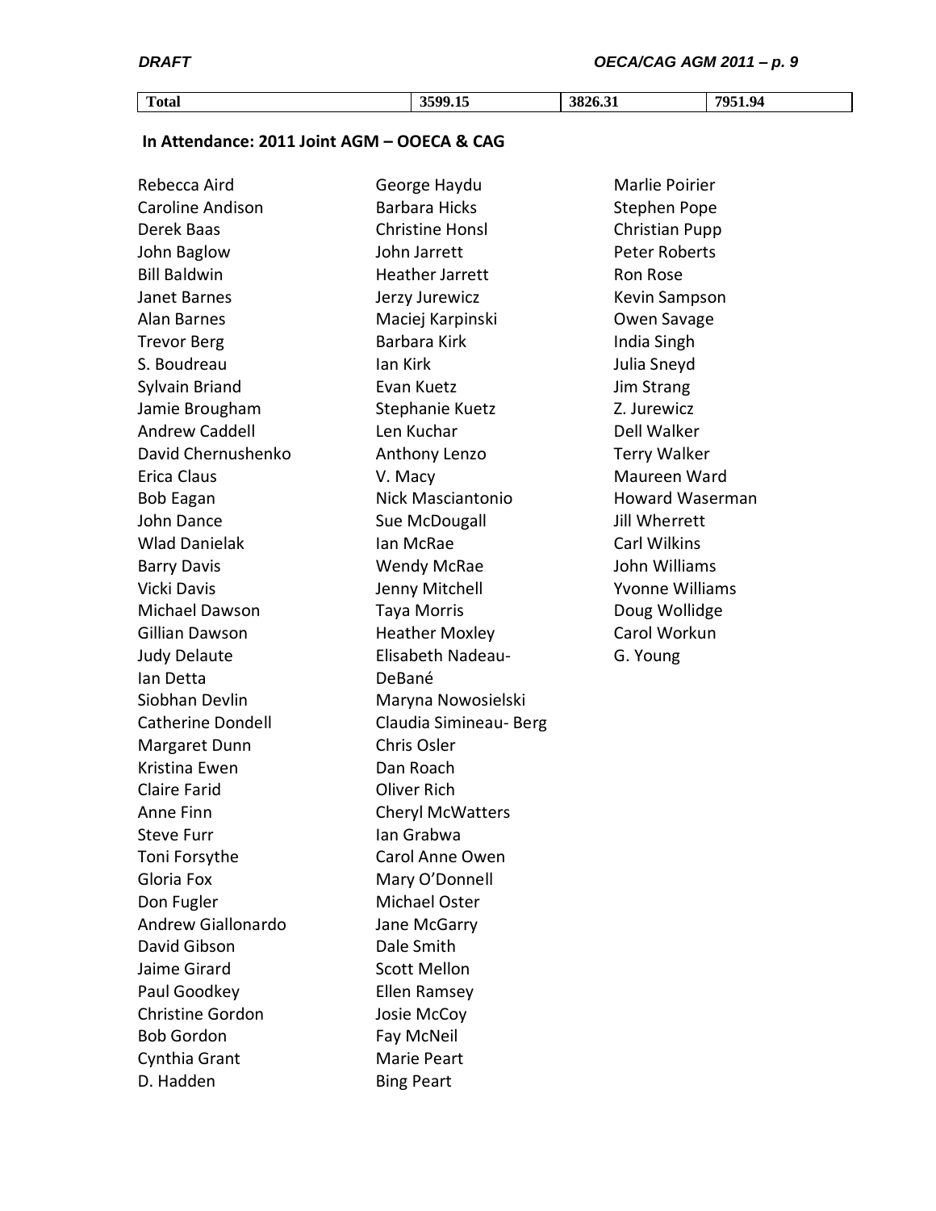| | | | |
|---|---|---|---|
| **Total** | **3599.15** | **3826.31** | **7951.94** |

**In Attendance: 2011 Joint AGM – OOECA & CAG**

Rebecca Aird
Caroline Andison
Derek Baas
John Baglow
Bill Baldwin
Janet Barnes
Alan Barnes
Trevor Berg
S. Boudreau
Sylvain Briand
Jamie Brougham
Andrew Caddell
David Chernushenko
Erica Claus
Bob Eagan
John Dance
Wlad Danielak
Barry Davis
Vicki Davis
Michael Dawson
Gillian Dawson
Judy Delaute
Ian Detta
Siobhan Devlin
Catherine Dondell
Margaret Dunn
Kristina Ewen
Claire Farid
Anne Finn
Steve Furr
Toni Forsythe
Gloria Fox
Don Fugler
Andrew Giallonardo
David Gibson
Jaime Girard
Paul Goodkey
Christine Gordon
Bob Gordon
Cynthia Grant
D. Hadden
George Haydu
Barbara Hicks
Christine Honsl
John Jarrett
Heather Jarrett
Jerzy Jurewicz
Maciej Karpinski
Barbara Kirk
Ian Kirk
Evan Kuetz
Stephanie Kuetz
Len Kuchar
Anthony Lenzo
V. Macy
Nick Masciantonio
Sue McDougall
Ian McRae
Wendy McRae
Jenny Mitchell
Taya Morris
Heather Moxley
Elisabeth Nadeau-DeBané
Maryna Nowosielski
Claudia Simineau- Berg
Chris Osler
Dan Roach
Oliver Rich
Cheryl McWatters
Ian Grabwa
Carol Anne Owen
Mary O'Donnell
Michael Oster
Jane McGarry
Dale Smith
Scott Mellon
Ellen Ramsey
Josie McCoy
Fay McNeil
Marie Peart
Bing Peart
Marlie Poirier
Stephen Pope
Christian Pupp
Peter Roberts
Ron Rose
Kevin Sampson
Owen Savage
India Singh
Julia Sneyd
Jim Strang
Z. Jurewicz
Dell Walker
Terry Walker
Maureen Ward
Howard Waserman
Jill Wherrett
Carl Wilkins
John Williams
Yvonne Williams
Doug Wollidge
Carol Workun
G. Young